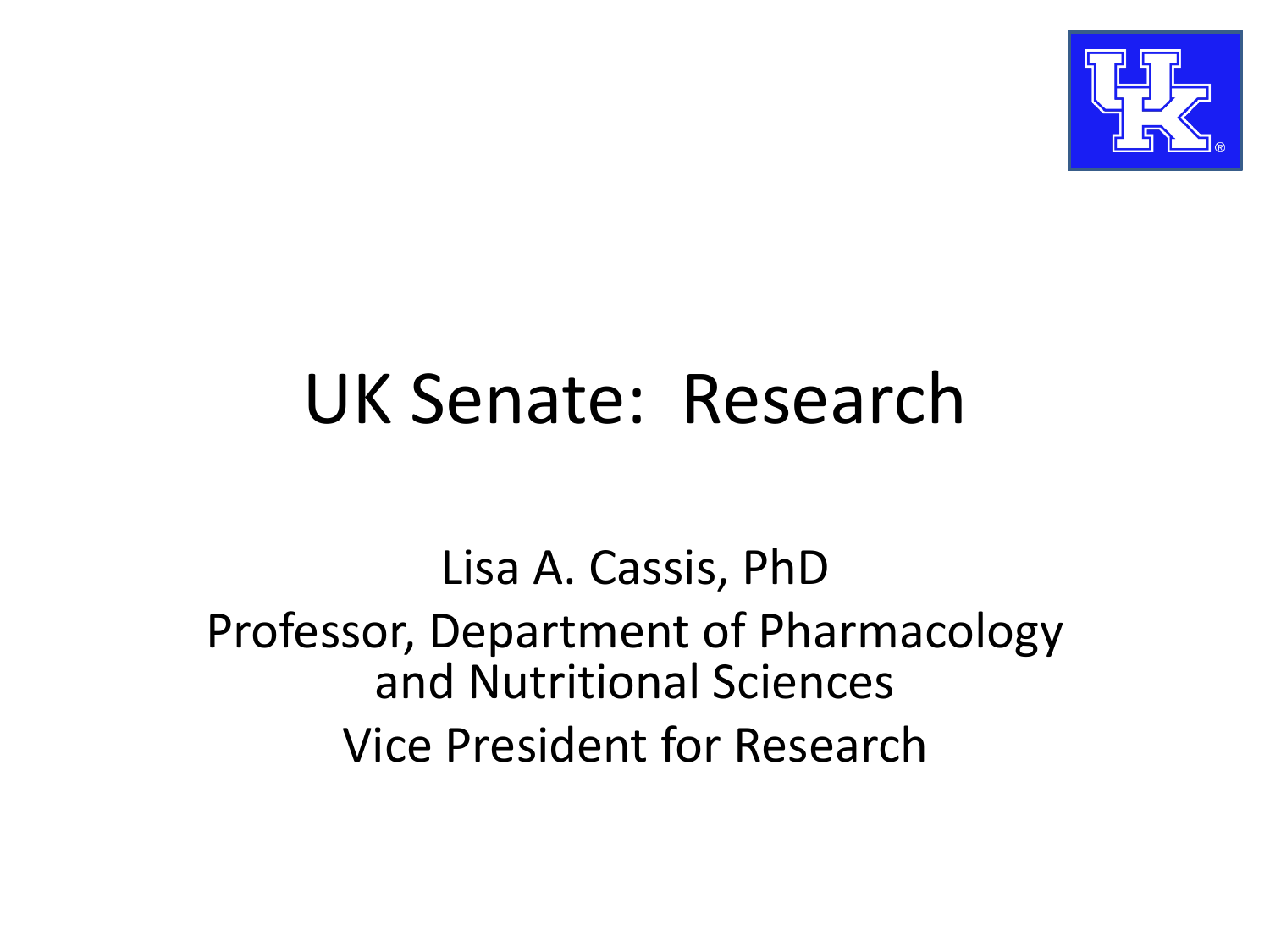# UK Senate: Research

Lisa A. Cassis, PhD

Professor, Department of Pharmacology and Nutritional Sciences

Vice President for Research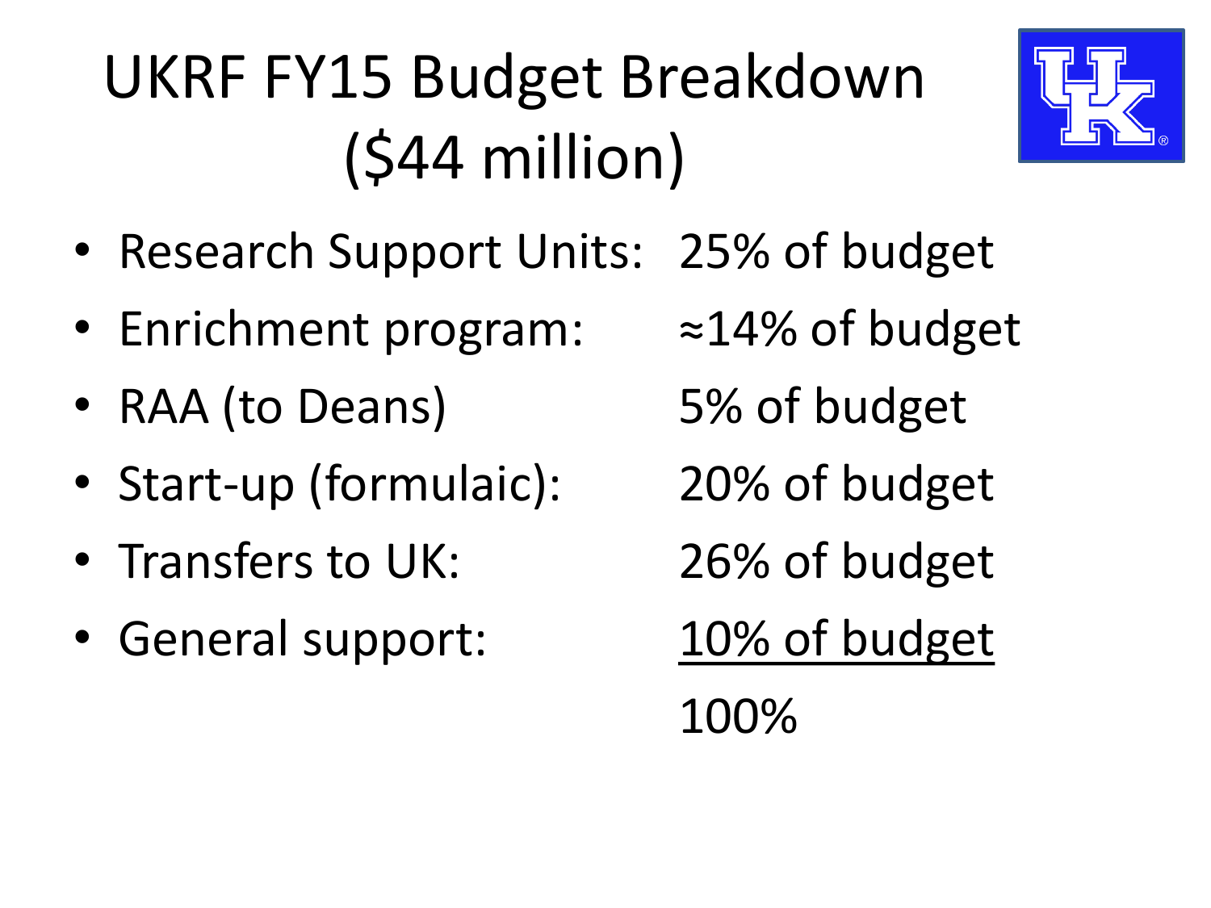# UKRF FY15 Budget Breakdown ($44 million)

- Research Support Units: 25% of budget
- Enrichment program: ≈14% of budget
- RAA (to Deans) 5% of budget
- Start-up (formulaic): 20% of budget
- Transfers to UK: 26% of budget
- General support: 10% of budget

100%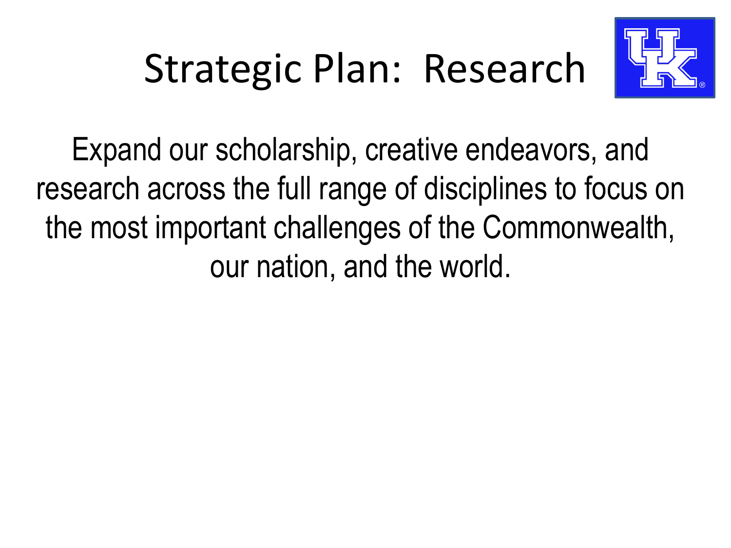# Strategic Plan: Research

Expand our scholarship, creative endeavors, and research across the full range of disciplines to focus on the most important challenges of the Commonwealth, our nation, and the world.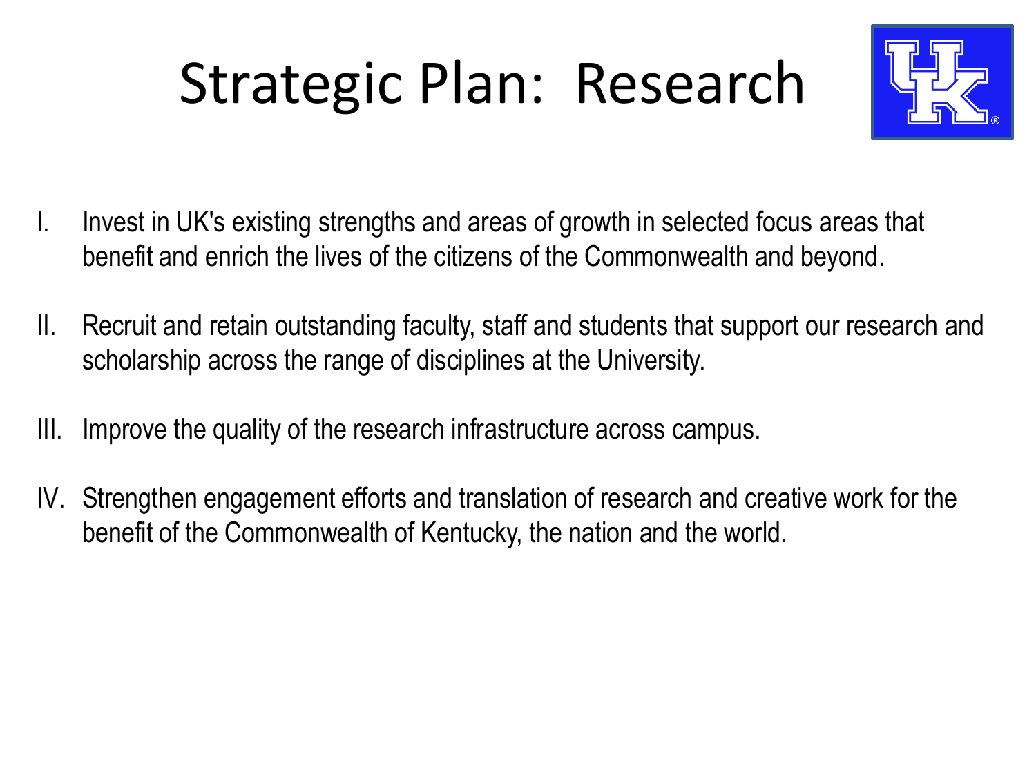# Strategic Plan: Research

I. Invest in UK's existing strengths and areas of growth in selected focus areas that benefit and enrich the lives of the citizens of the Commonwealth and beyond.

II. Recruit and retain outstanding faculty, staff and students that support our research and scholarship across the range of disciplines at the University.

III. Improve the quality of the research infrastructure across campus.

IV. Strengthen engagement efforts and translation of research and creative work for the benefit of the Commonwealth of Kentucky, the nation and the world.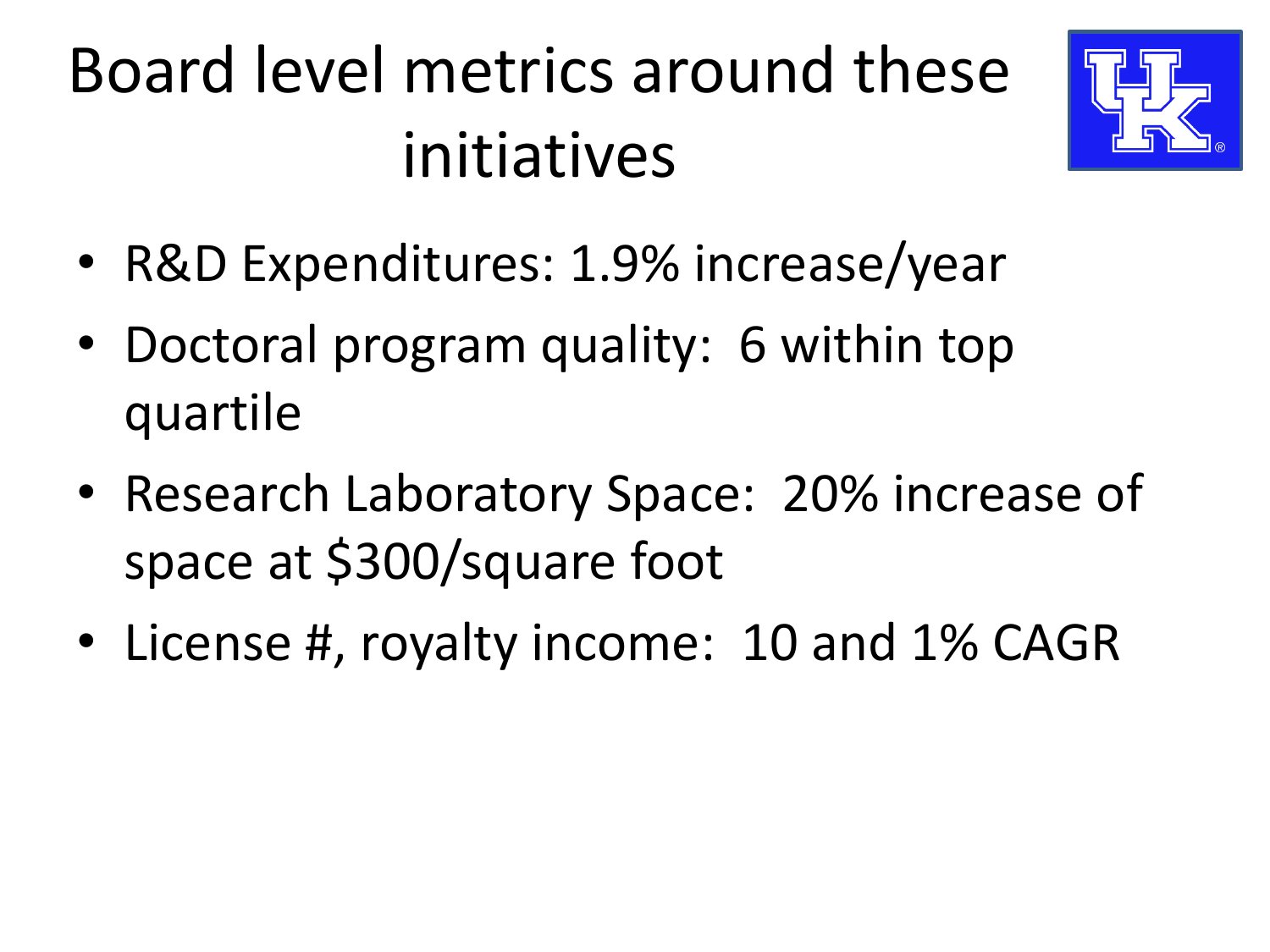# Board level metrics around these initiatives

- R&D Expenditures: 1.9% increase/year
- Doctoral program quality: 6 within top quartile
- Research Laboratory Space: 20% increase of space at $300/square foot
- License #, royalty income: 10 and 1% CAGR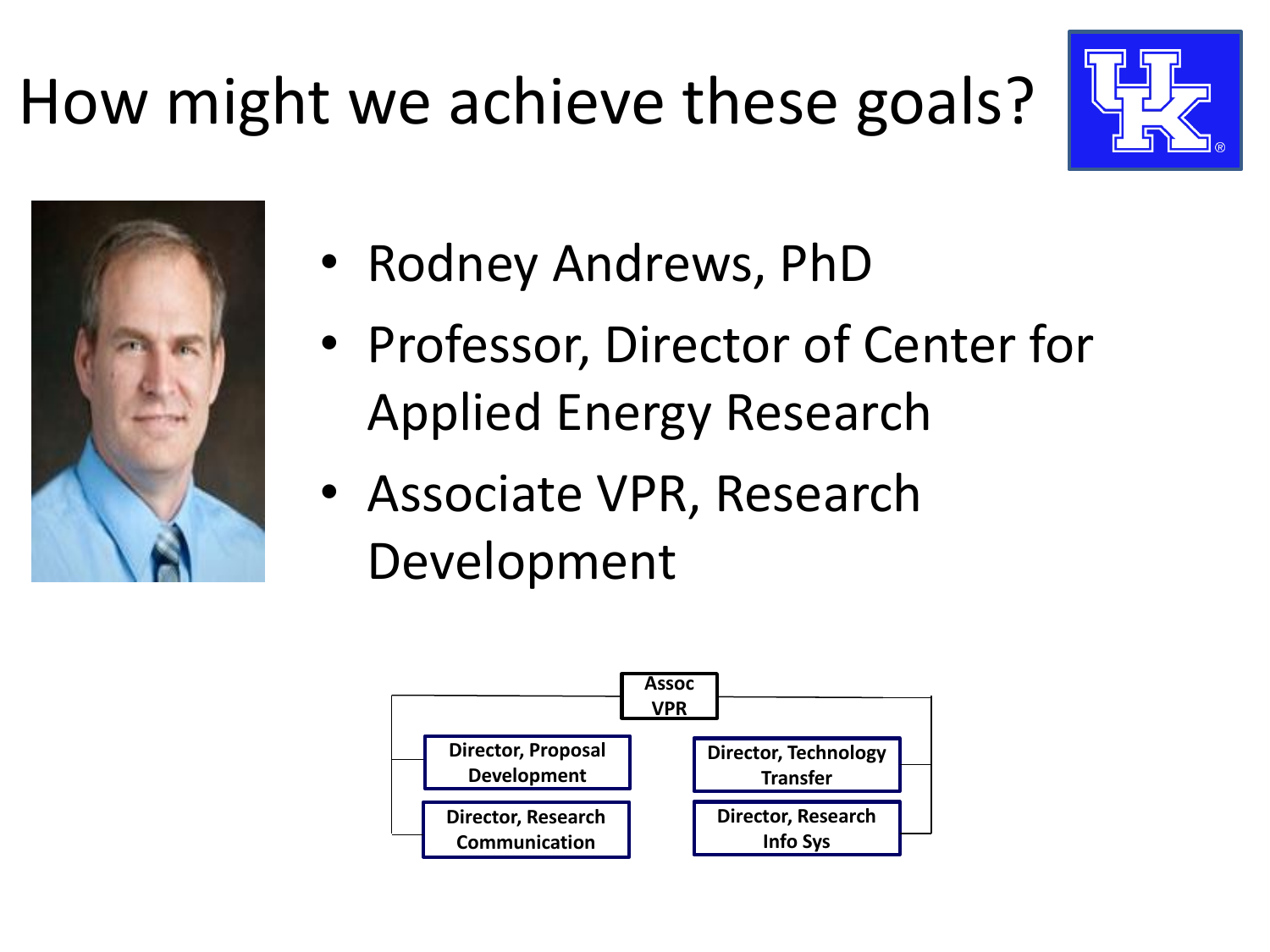# How might we achieve these goals?

- Rodney Andrews, PhD
- Professor, Director of Center for Applied Energy Research
- Associate VPR, Research Development

Assoc VPR

Director, Proposal Development

Director, Research Communication

Director, Technology Transfer

Director, Research Info Sys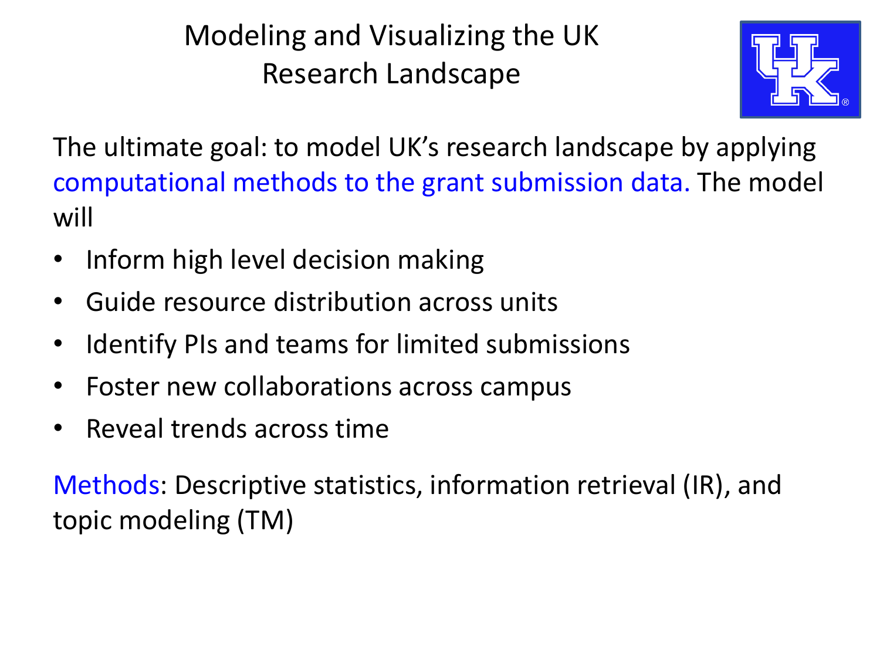# Modeling and Visualizing the UK Research Landscape

The ultimate goal: to model UK's research landscape by applying computational methods to the grant submission data. The model will

- Inform high level decision making
- Guide resource distribution across units
- Identify PIs and teams for limited submissions
- Foster new collaborations across campus
- Reveal trends across time

Methods: Descriptive statistics, information retrieval (IR), and topic modeling (TM)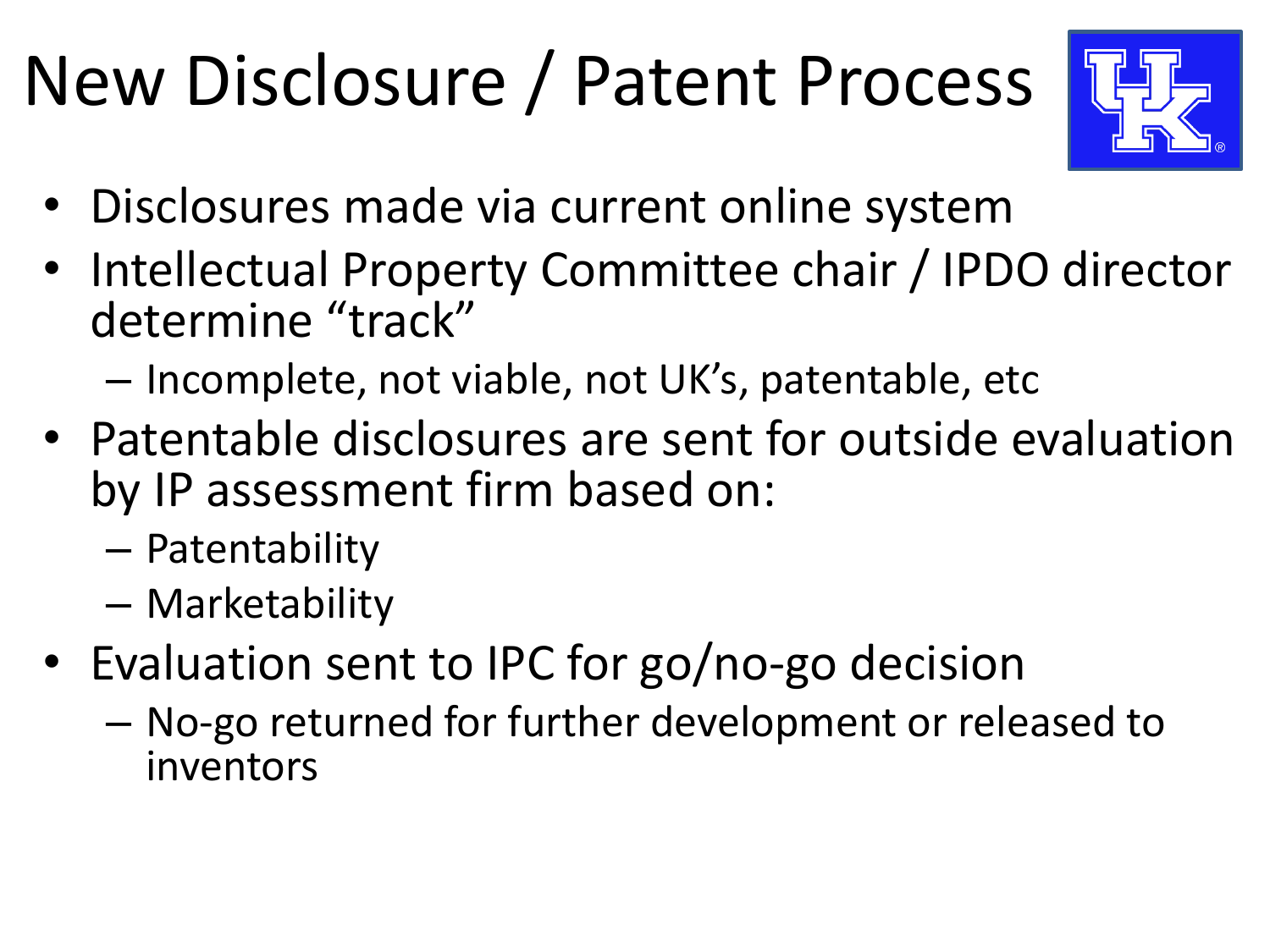# New Disclosure / Patent Process

- Disclosures made via current online system
- Intellectual Property Committee chair / IPDO director determine "track"
  - Incomplete, not viable, not UK's, patentable, etc
- Patentable disclosures are sent for outside evaluation by IP assessment firm based on:
  - Patentability
  - Marketability
- Evaluation sent to IPC for go/no-go decision
  - No-go returned for further development or released to inventors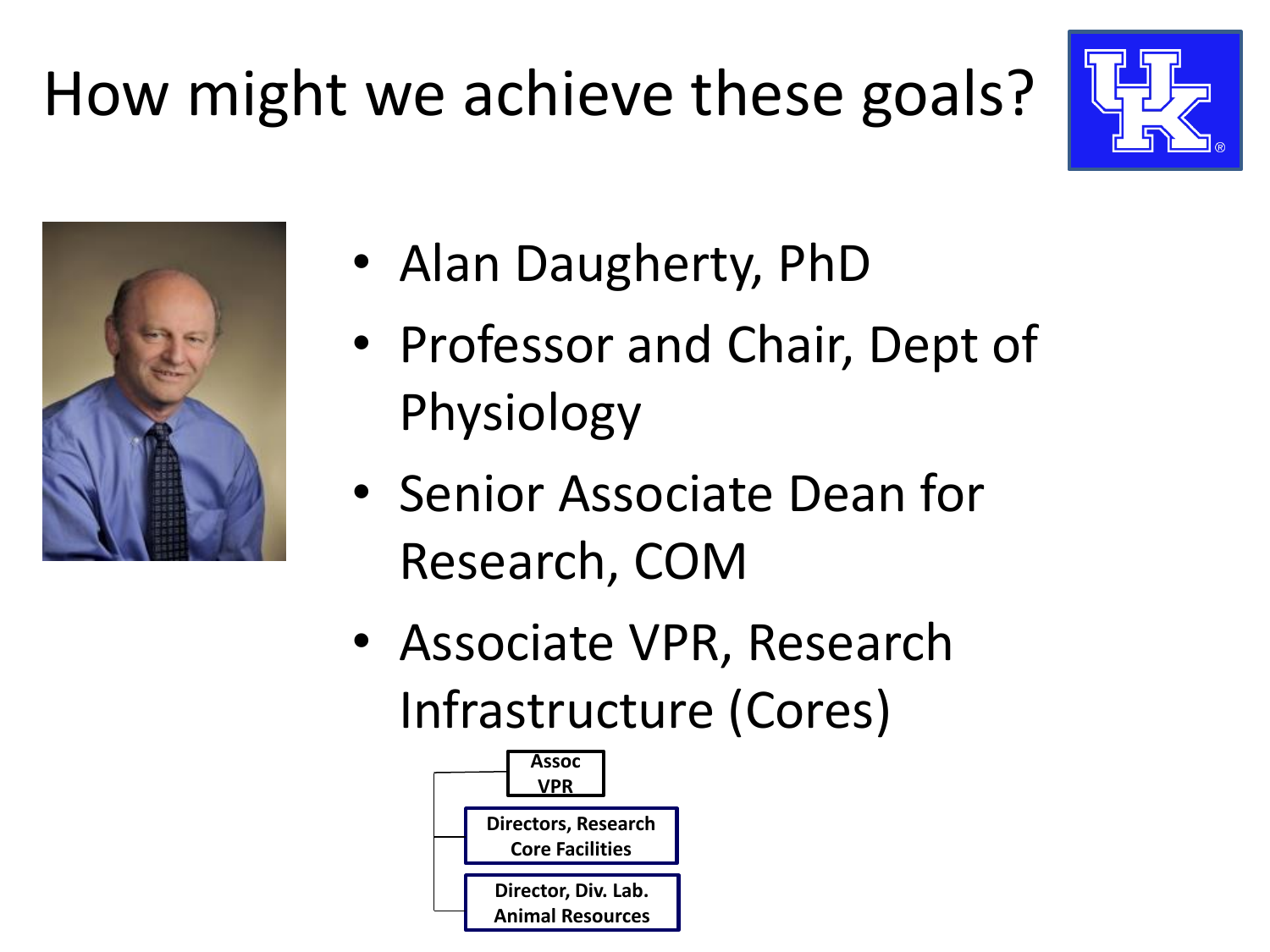# How might we achieve these goals?

- Alan Daugherty, PhD
- Professor and Chair, Dept of Physiology
- Senior Associate Dean for Research, COM
- Associate VPR, Research Infrastructure (Cores)

Assoc VPR

- Directors, Research Core Facilities
- Director, Div. Lab. Animal Resources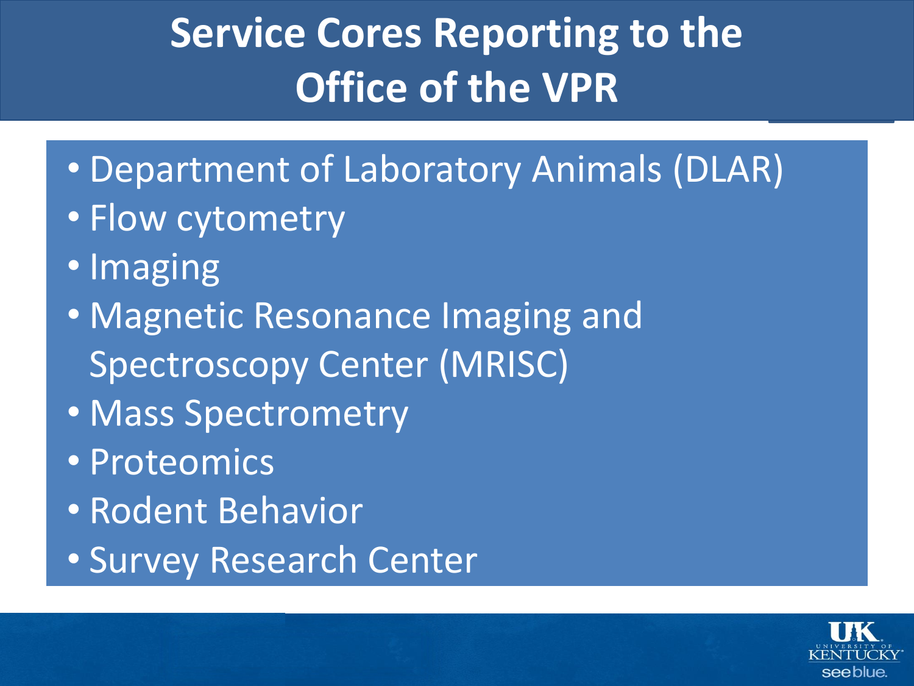# Service Cores Reporting to the Office of the VPR

- Department of Laboratory Animals (DLAR)
- Flow cytometry
- Imaging
- Magnetic Resonance Imaging and Spectroscopy Center (MRISC)
- Mass Spectrometry
- Proteomics
- Rodent Behavior
- Survey Research Center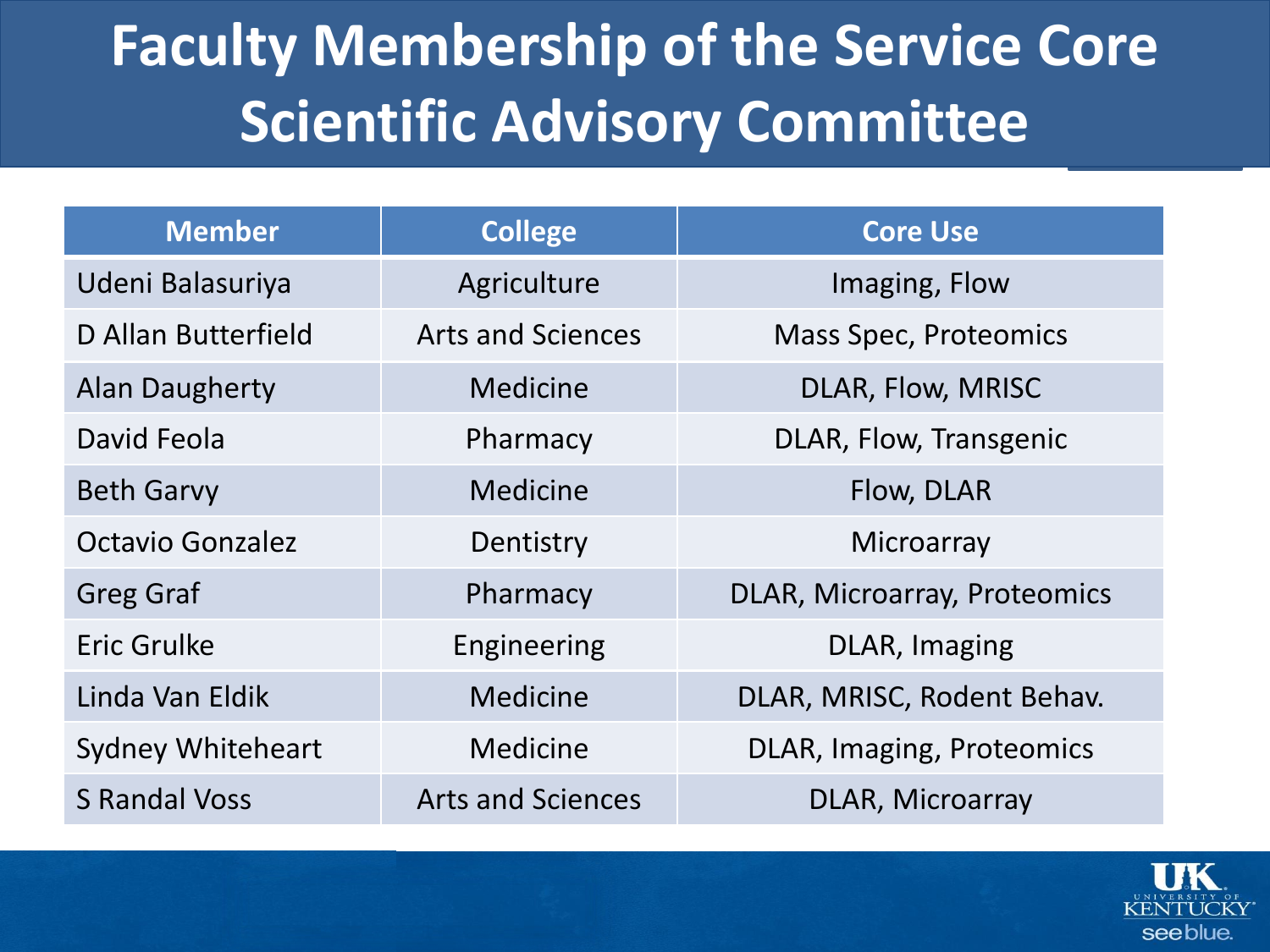# Faculty Membership of the Service Core Scientific Advisory Committee

| Member | College | Core Use |
|---|---|---|
| Udeni Balasuriya | Agriculture | Imaging, Flow |
| D Allan Butterfield | Arts and Sciences | Mass Spec, Proteomics |
| Alan Daugherty | Medicine | DLAR, Flow, MRISC |
| David Feola | Pharmacy | DLAR, Flow, Transgenic |
| Beth Garvy | Medicine | Flow, DLAR |
| Octavio Gonzalez | Dentistry | Microarray |
| Greg Graf | Pharmacy | DLAR, Microarray, Proteomics |
| Eric Grulke | Engineering | DLAR, Imaging |
| Linda Van Eldik | Medicine | DLAR, MRISC, Rodent Behav. |
| Sydney Whiteheart | Medicine | DLAR, Imaging, Proteomics |
| S Randal Voss | Arts and Sciences | DLAR, Microarray |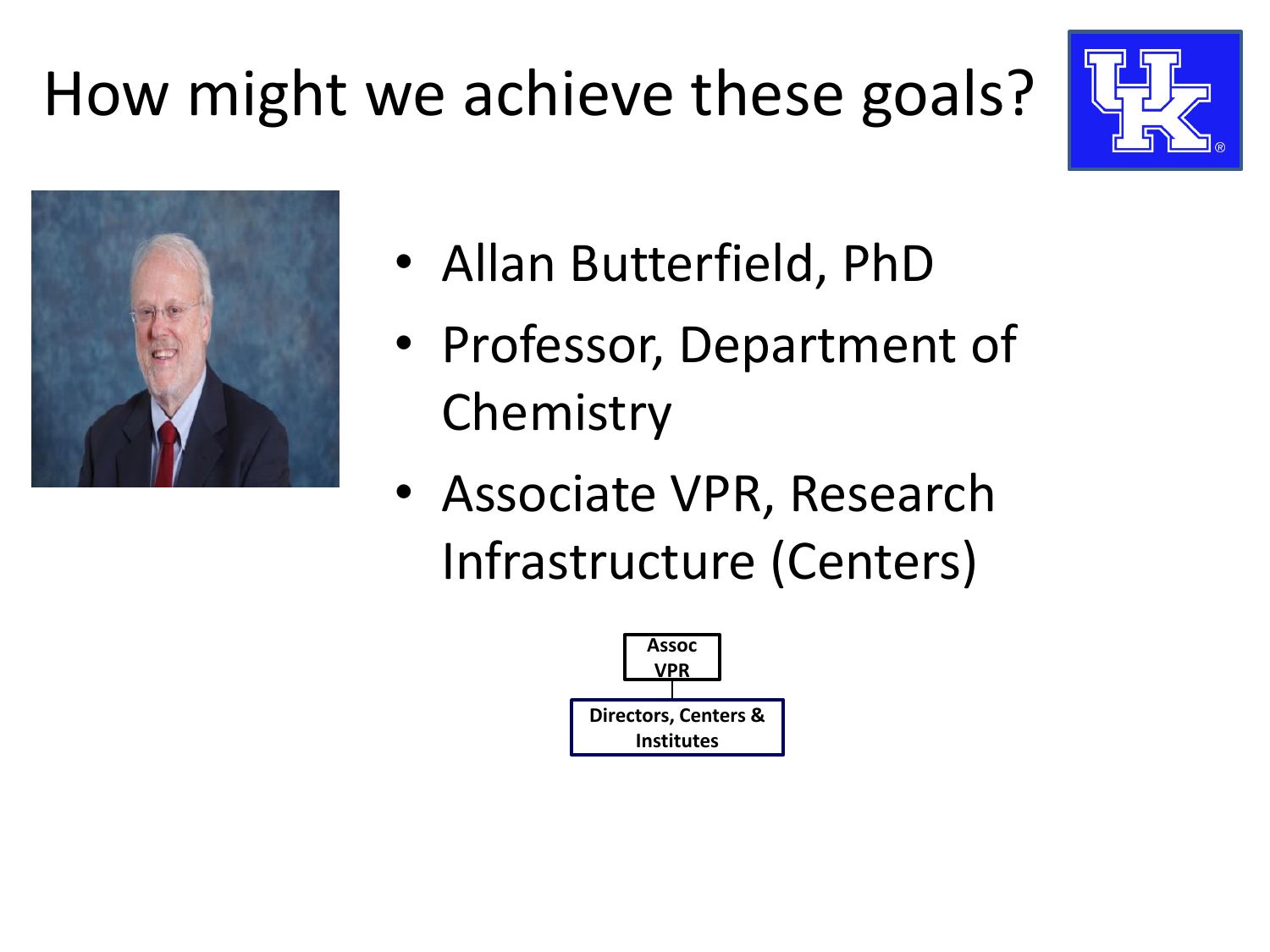# How might we achieve these goals?

- Allan Butterfield, PhD
- Professor, Department of Chemistry
- Associate VPR, Research Infrastructure (Centers)

Assoc VPR

Directors, Centers & Institutes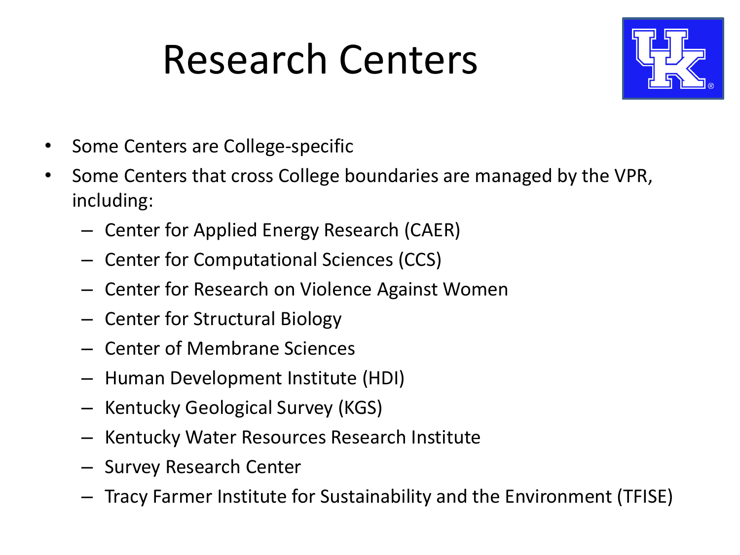# Research Centers

- Some Centers are College-specific
- Some Centers that cross College boundaries are managed by the VPR, including:
  - Center for Applied Energy Research (CAER)
  - Center for Computational Sciences (CCS)
  - Center for Research on Violence Against Women
  - Center for Structural Biology
  - Center of Membrane Sciences
  - Human Development Institute (HDI)
  - Kentucky Geological Survey (KGS)
  - Kentucky Water Resources Research Institute
  - Survey Research Center
  - Tracy Farmer Institute for Sustainability and the Environment (TFISE)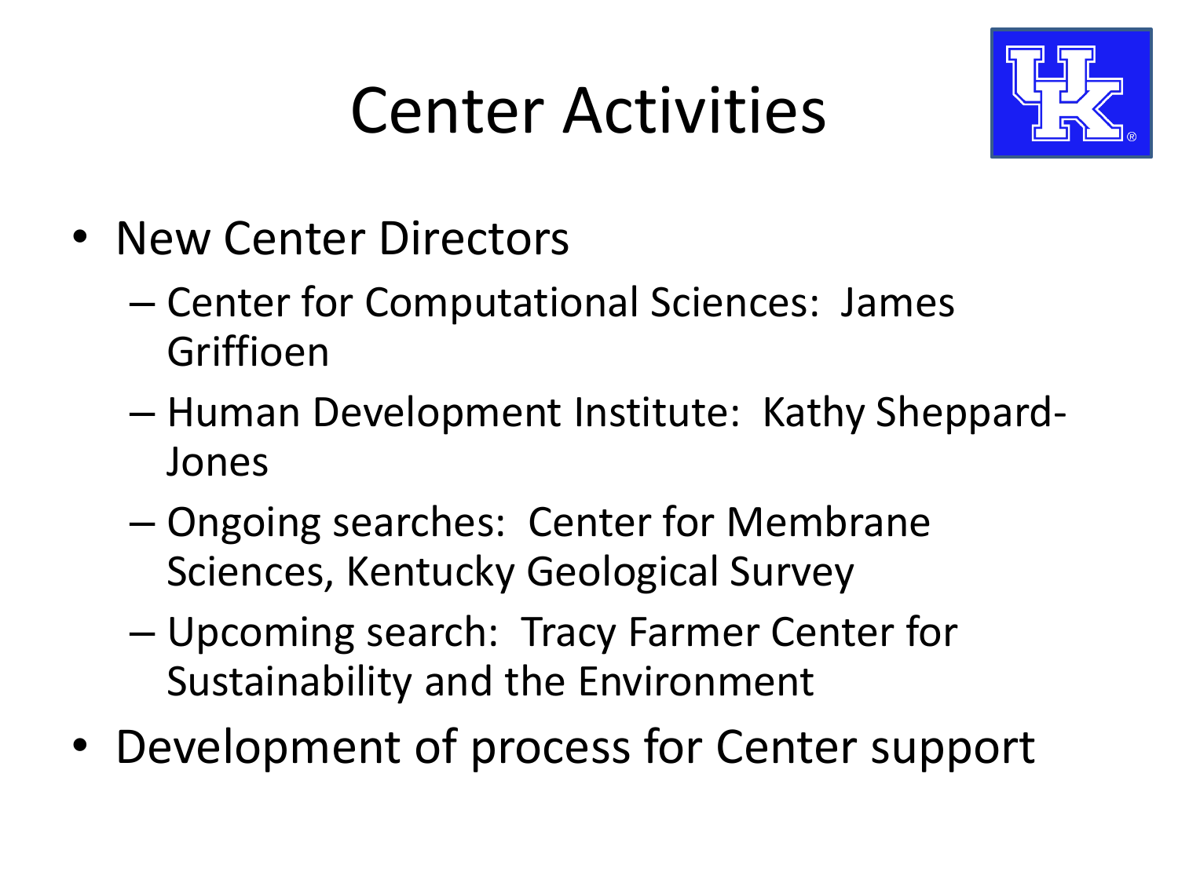# Center Activities

- New Center Directors
  - Center for Computational Sciences: James Griffioen
  - Human Development Institute: Kathy Sheppard-Jones
  - Ongoing searches: Center for Membrane Sciences, Kentucky Geological Survey
  - Upcoming search: Tracy Farmer Center for Sustainability and the Environment
- Development of process for Center support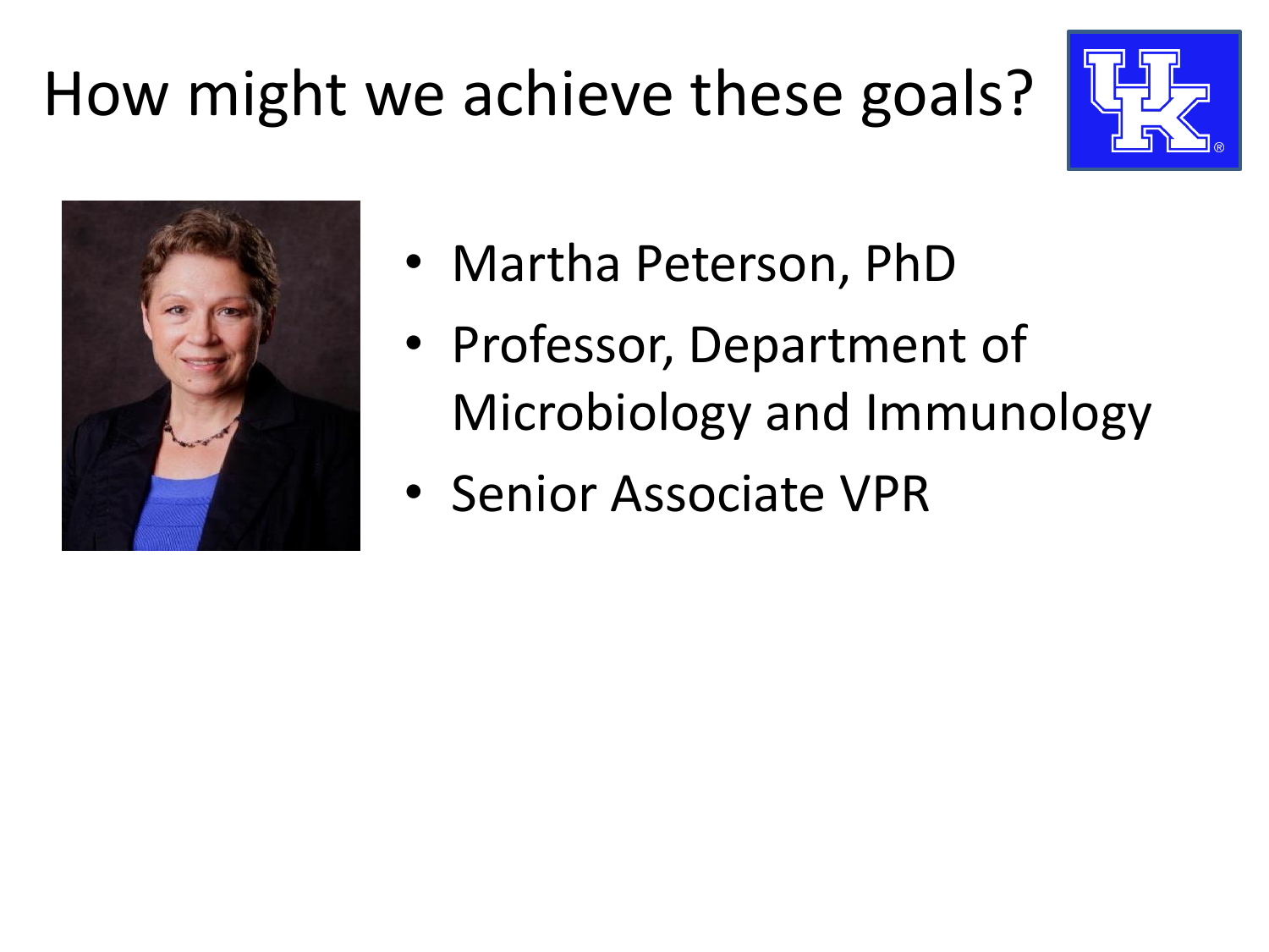# How might we achieve these goals?

- Martha Peterson, PhD
- Professor, Department of Microbiology and Immunology
- Senior Associate VPR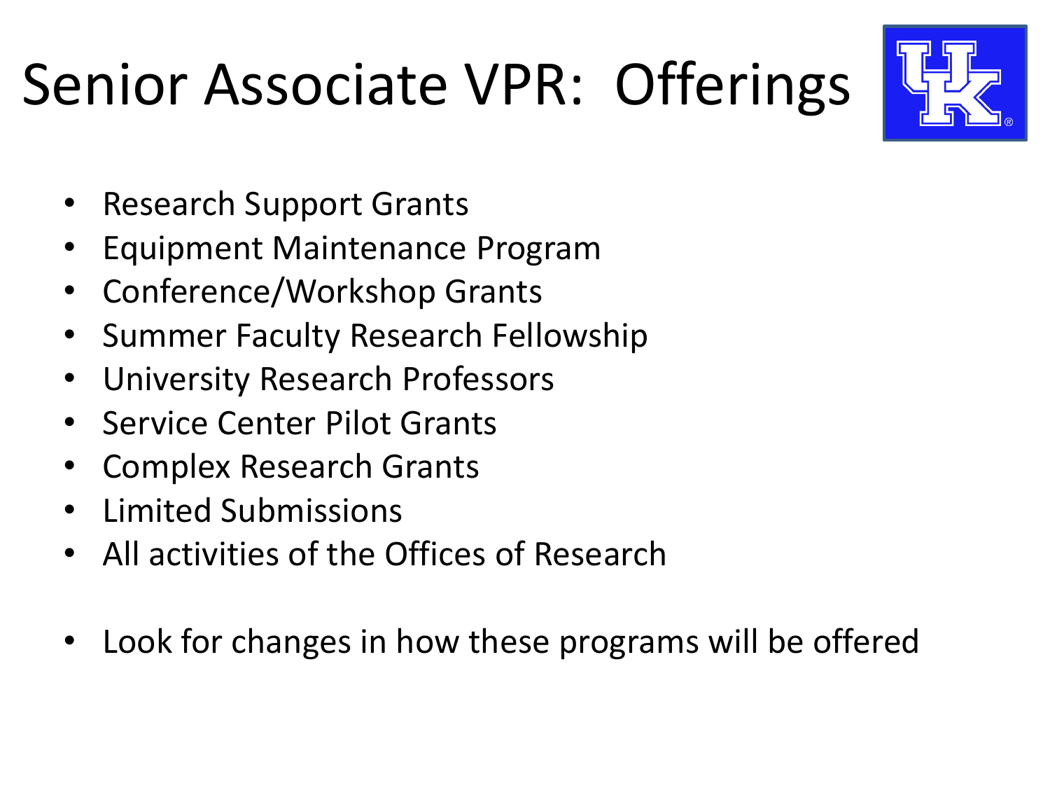# Senior Associate VPR: Offerings

- Research Support Grants
- Equipment Maintenance Program
- Conference/Workshop Grants
- Summer Faculty Research Fellowship
- University Research Professors
- Service Center Pilot Grants
- Complex Research Grants
- Limited Submissions
- All activities of the Offices of Research

- Look for changes in how these programs will be offered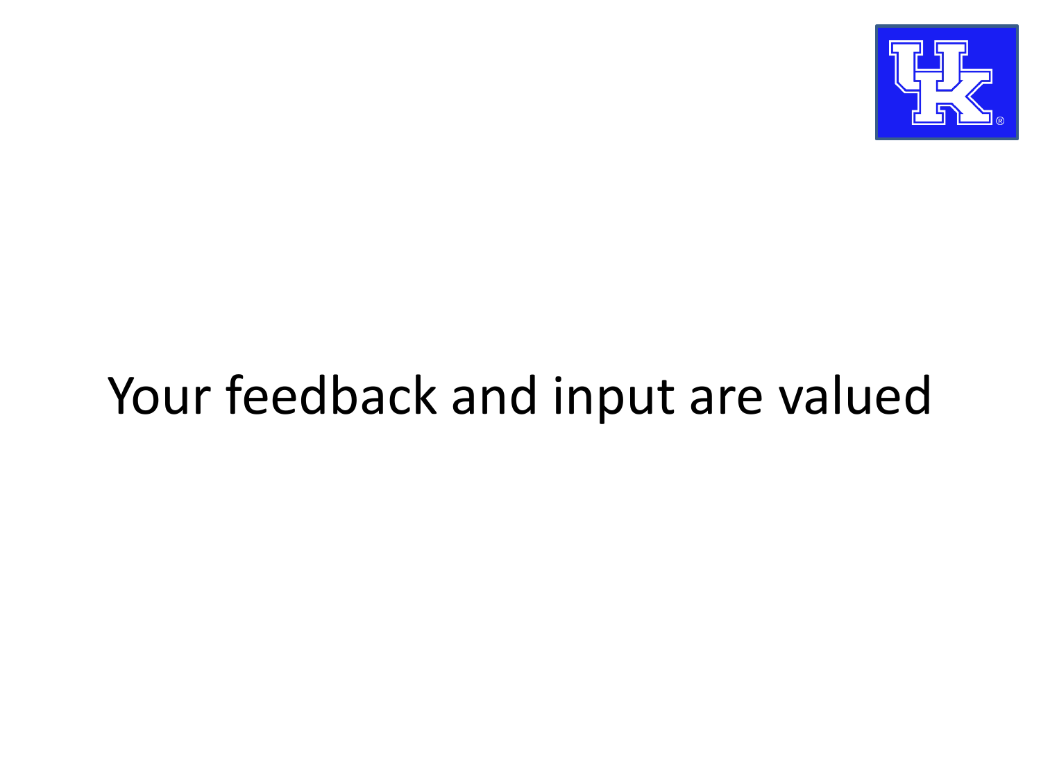Your feedback and input are valued